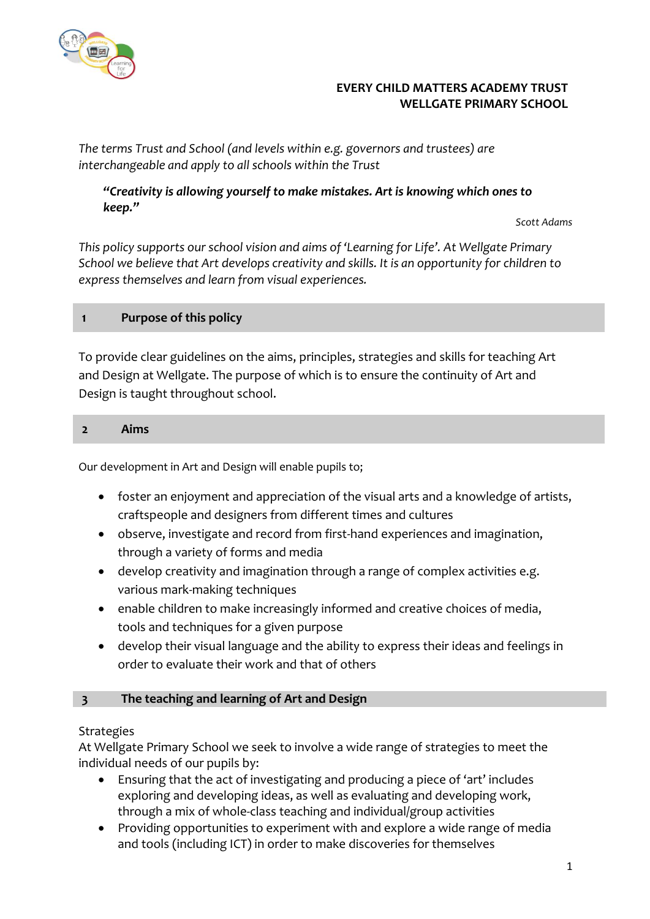**EVERY CHILD MATTERS ACADEMY TRUST**
**WELLGATE PRIMARY SCHOOL**

*The terms Trust and School (and levels within e.g. governors and trustees) are interchangeable and apply to all schools within the Trust*

> ***"Creativity is allowing yourself to make mistakes. Art is knowing which ones to keep."***
>
> *Scott Adams*

*This policy supports our school vision and aims of 'Learning for Life'. At Wellgate Primary School we believe that Art develops creativity and skills. It is an opportunity for children to express themselves and learn from visual experiences.*

## 1 Purpose of this policy

To provide clear guidelines on the aims, principles, strategies and skills for teaching Art and Design at Wellgate. The purpose of which is to ensure the continuity of Art and Design is taught throughout school.

## 2 Aims

Our development in Art and Design will enable pupils to;

- foster an enjoyment and appreciation of the visual arts and a knowledge of artists, craftspeople and designers from different times and cultures
- observe, investigate and record from first-hand experiences and imagination, through a variety of forms and media
- develop creativity and imagination through a range of complex activities e.g. various mark-making techniques
- enable children to make increasingly informed and creative choices of media, tools and techniques for a given purpose
- develop their visual language and the ability to express their ideas and feelings in order to evaluate their work and that of others

## 3 The teaching and learning of Art and Design

Strategies
At Wellgate Primary School we seek to involve a wide range of strategies to meet the individual needs of our pupils by:

- Ensuring that the act of investigating and producing a piece of 'art' includes exploring and developing ideas, as well as evaluating and developing work, through a mix of whole-class teaching and individual/group activities
- Providing opportunities to experiment with and explore a wide range of media and tools (including ICT) in order to make discoveries for themselves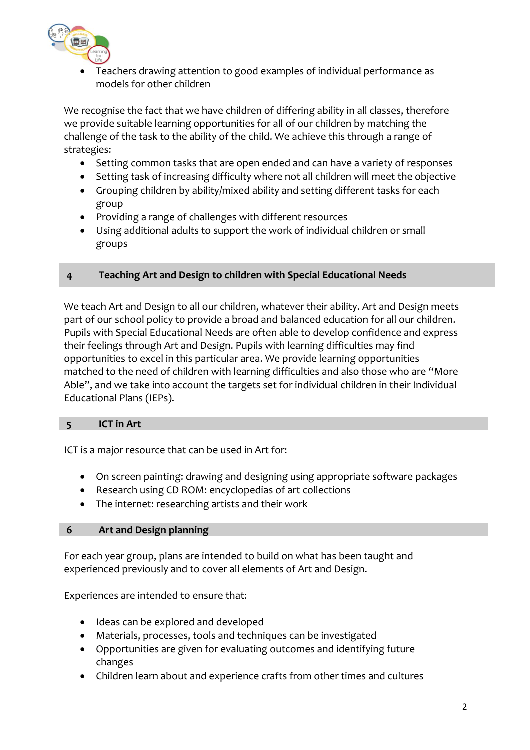- Teachers drawing attention to good examples of individual performance as models for other children

We recognise the fact that we have children of differing ability in all classes, therefore we provide suitable learning opportunities for all of our children by matching the challenge of the task to the ability of the child. We achieve this through a range of strategies:

- Setting common tasks that are open ended and can have a variety of responses
- Setting task of increasing difficulty where not all children will meet the objective
- Grouping children by ability/mixed ability and setting different tasks for each group
- Providing a range of challenges with different resources
- Using additional adults to support the work of individual children or small groups

## 4 Teaching Art and Design to children with Special Educational Needs

We teach Art and Design to all our children, whatever their ability. Art and Design meets part of our school policy to provide a broad and balanced education for all our children. Pupils with Special Educational Needs are often able to develop confidence and express their feelings through Art and Design. Pupils with learning difficulties may find opportunities to excel in this particular area. We provide learning opportunities matched to the need of children with learning difficulties and also those who are "More Able", and we take into account the targets set for individual children in their Individual Educational Plans (IEPs).

## 5 ICT in Art

ICT is a major resource that can be used in Art for:

- On screen painting: drawing and designing using appropriate software packages
- Research using CD ROM: encyclopedias of art collections
- The internet: researching artists and their work

## 6 Art and Design planning

For each year group, plans are intended to build on what has been taught and experienced previously and to cover all elements of Art and Design.

Experiences are intended to ensure that:

- Ideas can be explored and developed
- Materials, processes, tools and techniques can be investigated
- Opportunities are given for evaluating outcomes and identifying future changes
- Children learn about and experience crafts from other times and cultures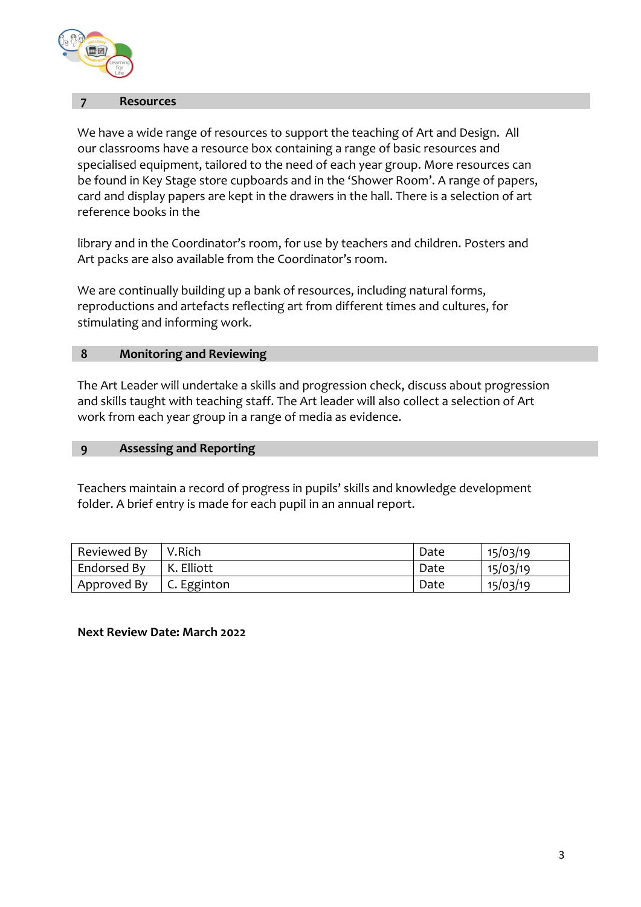## 7 Resources

We have a wide range of resources to support the teaching of Art and Design. All our classrooms have a resource box containing a range of basic resources and specialised equipment, tailored to the need of each year group. More resources can be found in Key Stage store cupboards and in the 'Shower Room'. A range of papers, card and display papers are kept in the drawers in the hall. There is a selection of art reference books in the

library and in the Coordinator's room, for use by teachers and children. Posters and Art packs are also available from the Coordinator's room.

We are continually building up a bank of resources, including natural forms, reproductions and artefacts reflecting art from different times and cultures, for stimulating and informing work.

## 8 Monitoring and Reviewing

The Art Leader will undertake a skills and progression check, discuss about progression and skills taught with teaching staff. The Art leader will also collect a selection of Art work from each year group in a range of media as evidence.

## 9 Assessing and Reporting

Teachers maintain a record of progress in pupils' skills and knowledge development folder. A brief entry is made for each pupil in an annual report.

| | | | |
|---|---|---|---|
| Reviewed By | V.Rich | Date | 15/03/19 |
| Endorsed By | K. Elliott | Date | 15/03/19 |
| Approved By | C. Egginton | Date | 15/03/19 |

**Next Review Date: March 2022**